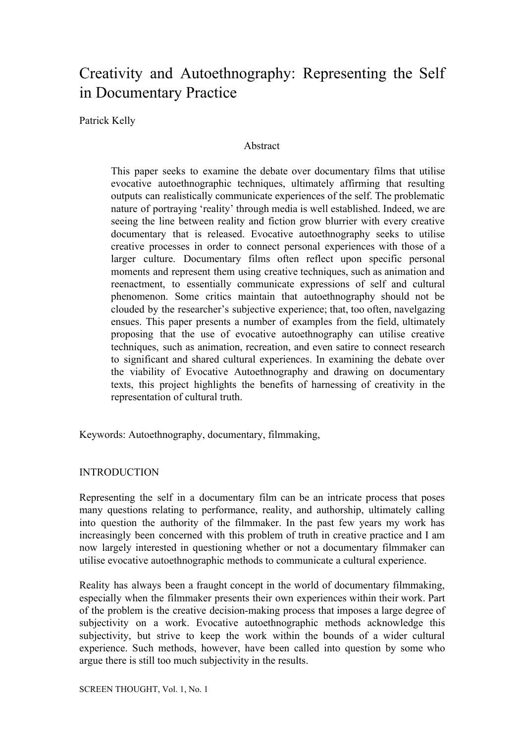# Creativity and Autoethnography: Representing the Self in Documentary Practice

Patrick Kelly

## Abstract

This paper seeks to examine the debate over documentary films that utilise evocative autoethnographic techniques, ultimately affirming that resulting outputs can realistically communicate experiences of the self. The problematic nature of portraying 'reality' through media is well established. Indeed, we are seeing the line between reality and fiction grow blurrier with every creative documentary that is released. Evocative autoethnography seeks to utilise creative processes in order to connect personal experiences with those of a larger culture. Documentary films often reflect upon specific personal moments and represent them using creative techniques, such as animation and reenactment, to essentially communicate expressions of self and cultural phenomenon. Some critics maintain that autoethnography should not be clouded by the researcher's subjective experience; that, too often, navelgazing ensues. This paper presents a number of examples from the field, ultimately proposing that the use of evocative autoethnography can utilise creative techniques, such as animation, recreation, and even satire to connect research to significant and shared cultural experiences. In examining the debate over the viability of Evocative Autoethnography and drawing on documentary texts, this project highlights the benefits of harnessing of creativity in the representation of cultural truth.

Keywords: Autoethnography, documentary, filmmaking,

## INTRODUCTION

Representing the self in a documentary film can be an intricate process that poses many questions relating to performance, reality, and authorship, ultimately calling into question the authority of the filmmaker. In the past few years my work has increasingly been concerned with this problem of truth in creative practice and I am now largely interested in questioning whether or not a documentary filmmaker can utilise evocative autoethnographic methods to communicate a cultural experience.

Reality has always been a fraught concept in the world of documentary filmmaking, especially when the filmmaker presents their own experiences within their work. Part of the problem is the creative decision-making process that imposes a large degree of subjectivity on a work. Evocative autoethnographic methods acknowledge this subjectivity, but strive to keep the work within the bounds of a wider cultural experience. Such methods, however, have been called into question by some who argue there is still too much subjectivity in the results.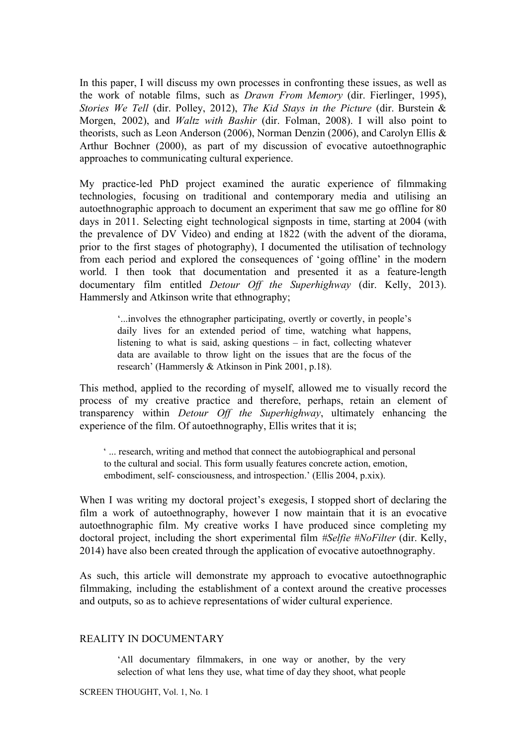In this paper, I will discuss my own processes in confronting these issues, as well as the work of notable films, such as *Drawn From Memory* (dir. Fierlinger, 1995), *Stories We Tell* (dir. Polley, 2012), *The Kid Stays in the Picture* (dir. Burstein & Morgen, 2002), and *Waltz with Bashir* (dir. Folman, 2008). I will also point to theorists, such as Leon Anderson (2006), Norman Denzin (2006), and Carolyn Ellis & Arthur Bochner (2000), as part of my discussion of evocative autoethnographic approaches to communicating cultural experience.

My practice-led PhD project examined the auratic experience of filmmaking technologies, focusing on traditional and contemporary media and utilising an autoethnographic approach to document an experiment that saw me go offline for 80 days in 2011. Selecting eight technological signposts in time, starting at 2004 (with the prevalence of DV Video) and ending at 1822 (with the advent of the diorama, prior to the first stages of photography), I documented the utilisation of technology from each period and explored the consequences of 'going offline' in the modern world. I then took that documentation and presented it as a feature-length documentary film entitled *Detour Off the Superhighway* (dir. Kelly, 2013). Hammersly and Atkinson write that ethnography;

> '...involves the ethnographer participating, overtly or covertly, in people's daily lives for an extended period of time, watching what happens, listening to what is said, asking questions – in fact, collecting whatever data are available to throw light on the issues that are the focus of the research' (Hammersly & Atkinson in Pink 2001, p.18).

This method, applied to the recording of myself, allowed me to visually record the process of my creative practice and therefore, perhaps, retain an element of transparency within *Detour Off the Superhighway*, ultimately enhancing the experience of the film. Of autoethnography, Ellis writes that it is;

> ' ... research, writing and method that connect the autobiographical and personal to the cultural and social. This form usually features concrete action, emotion, embodiment, self- consciousness, and introspection.' (Ellis 2004, p.xix).

When I was writing my doctoral project's exegesis, I stopped short of declaring the film a work of autoethnography, however I now maintain that it is an evocative autoethnographic film. My creative works I have produced since completing my doctoral project, including the short experimental film *#Selfie #NoFilter* (dir. Kelly, 2014) have also been created through the application of evocative autoethnography.

As such, this article will demonstrate my approach to evocative autoethnographic filmmaking, including the establishment of a context around the creative processes and outputs, so as to achieve representations of wider cultural experience.

## REALITY IN DOCUMENTARY

> 'All documentary filmmakers, in one way or another, by the very selection of what lens they use, what time of day they shoot, what people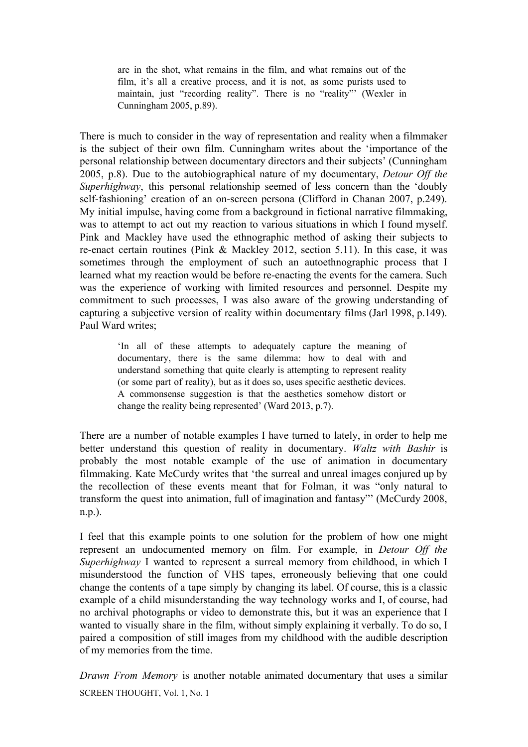> are in the shot, what remains in the film, and what remains out of the film, it's all a creative process, and it is not, as some purists used to maintain, just "recording reality". There is no "reality"' (Wexler in Cunningham 2005, p.89).

There is much to consider in the way of representation and reality when a filmmaker is the subject of their own film. Cunningham writes about the 'importance of the personal relationship between documentary directors and their subjects' (Cunningham 2005, p.8). Due to the autobiographical nature of my documentary, *Detour Off the Superhighway*, this personal relationship seemed of less concern than the 'doubly self-fashioning' creation of an on-screen persona (Clifford in Chanan 2007, p.249). My initial impulse, having come from a background in fictional narrative filmmaking, was to attempt to act out my reaction to various situations in which I found myself. Pink and Mackley have used the ethnographic method of asking their subjects to re-enact certain routines (Pink & Mackley 2012, section 5.11). In this case, it was sometimes through the employment of such an autoethnographic process that I learned what my reaction would be before re-enacting the events for the camera. Such was the experience of working with limited resources and personnel. Despite my commitment to such processes, I was also aware of the growing understanding of capturing a subjective version of reality within documentary films (Jarl 1998, p.149). Paul Ward writes;

> 'In all of these attempts to adequately capture the meaning of documentary, there is the same dilemma: how to deal with and understand something that quite clearly is attempting to represent reality (or some part of reality), but as it does so, uses specific aesthetic devices. A commonsense suggestion is that the aesthetics somehow distort or change the reality being represented' (Ward 2013, p.7).

There are a number of notable examples I have turned to lately, in order to help me better understand this question of reality in documentary. *Waltz with Bashir* is probably the most notable example of the use of animation in documentary filmmaking. Kate McCurdy writes that 'the surreal and unreal images conjured up by the recollection of these events meant that for Folman, it was "only natural to transform the quest into animation, full of imagination and fantasy"' (McCurdy 2008, n.p.).

I feel that this example points to one solution for the problem of how one might represent an undocumented memory on film. For example, in *Detour Off the Superhighway* I wanted to represent a surreal memory from childhood, in which I misunderstood the function of VHS tapes, erroneously believing that one could change the contents of a tape simply by changing its label. Of course, this is a classic example of a child misunderstanding the way technology works and I, of course, had no archival photographs or video to demonstrate this, but it was an experience that I wanted to visually share in the film, without simply explaining it verbally. To do so, I paired a composition of still images from my childhood with the audible description of my memories from the time.

*Drawn From Memory* is another notable animated documentary that uses a similar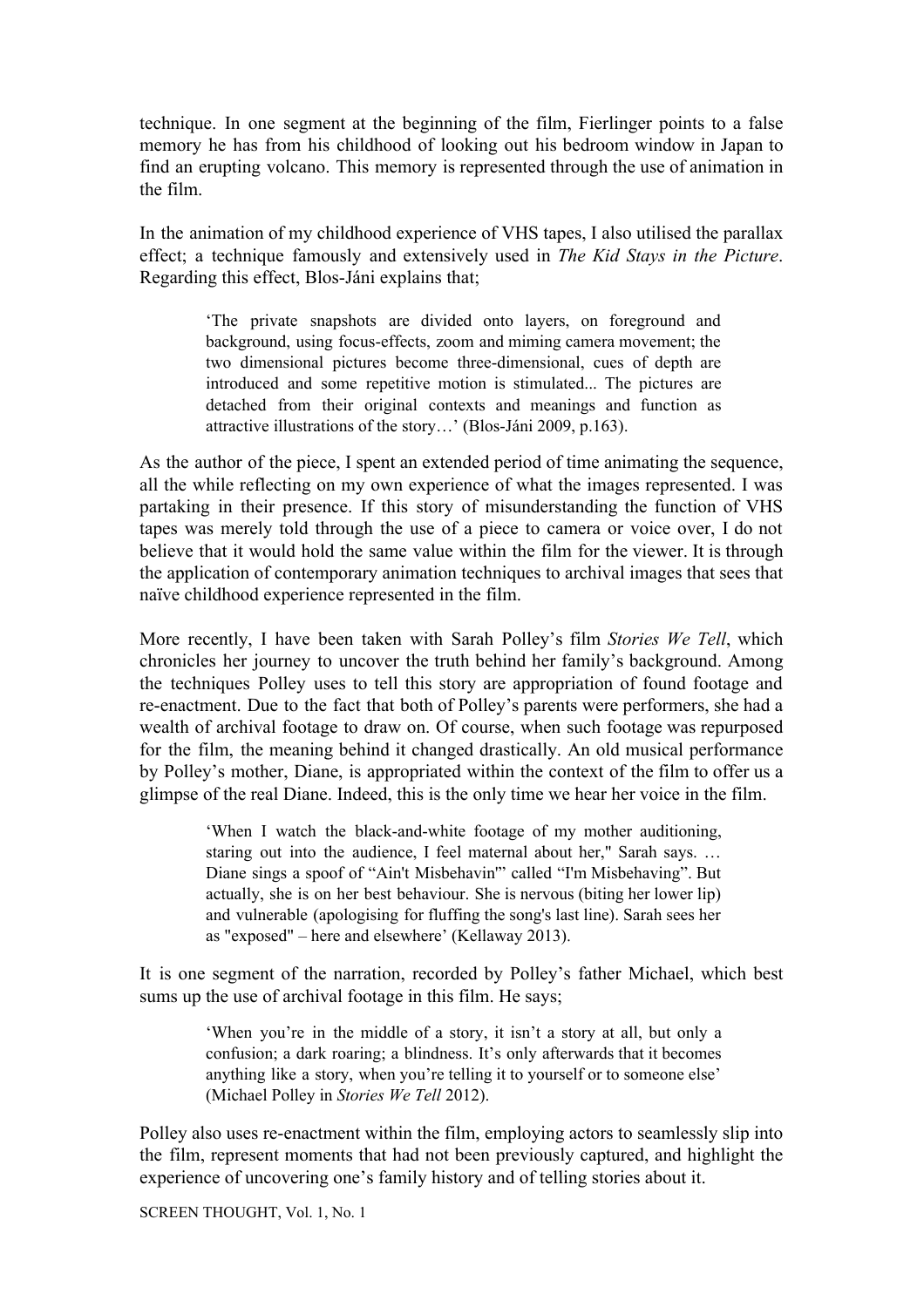technique. In one segment at the beginning of the film, Fierlinger points to a false memory he has from his childhood of looking out his bedroom window in Japan to find an erupting volcano. This memory is represented through the use of animation in the film.

In the animation of my childhood experience of VHS tapes, I also utilised the parallax effect; a technique famously and extensively used in *The Kid Stays in the Picture*. Regarding this effect, Blos-Jáni explains that;

> 'The private snapshots are divided onto layers, on foreground and background, using focus-effects, zoom and miming camera movement; the two dimensional pictures become three-dimensional, cues of depth are introduced and some repetitive motion is stimulated... The pictures are detached from their original contexts and meanings and function as attractive illustrations of the story…' (Blos-Jáni 2009, p.163).

As the author of the piece, I spent an extended period of time animating the sequence, all the while reflecting on my own experience of what the images represented. I was partaking in their presence. If this story of misunderstanding the function of VHS tapes was merely told through the use of a piece to camera or voice over, I do not believe that it would hold the same value within the film for the viewer. It is through the application of contemporary animation techniques to archival images that sees that naïve childhood experience represented in the film.

More recently, I have been taken with Sarah Polley's film *Stories We Tell*, which chronicles her journey to uncover the truth behind her family's background. Among the techniques Polley uses to tell this story are appropriation of found footage and re-enactment. Due to the fact that both of Polley's parents were performers, she had a wealth of archival footage to draw on. Of course, when such footage was repurposed for the film, the meaning behind it changed drastically. An old musical performance by Polley's mother, Diane, is appropriated within the context of the film to offer us a glimpse of the real Diane. Indeed, this is the only time we hear her voice in the film.

> 'When I watch the black-and-white footage of my mother auditioning, staring out into the audience, I feel maternal about her," Sarah says. … Diane sings a spoof of "Ain't Misbehavin'" called "I'm Misbehaving". But actually, she is on her best behaviour. She is nervous (biting her lower lip) and vulnerable (apologising for fluffing the song's last line). Sarah sees her as "exposed" – here and elsewhere' (Kellaway 2013).

It is one segment of the narration, recorded by Polley's father Michael, which best sums up the use of archival footage in this film. He says;

> 'When you're in the middle of a story, it isn't a story at all, but only a confusion; a dark roaring; a blindness. It's only afterwards that it becomes anything like a story, when you're telling it to yourself or to someone else' (Michael Polley in *Stories We Tell* 2012).

Polley also uses re-enactment within the film, employing actors to seamlessly slip into the film, represent moments that had not been previously captured, and highlight the experience of uncovering one's family history and of telling stories about it.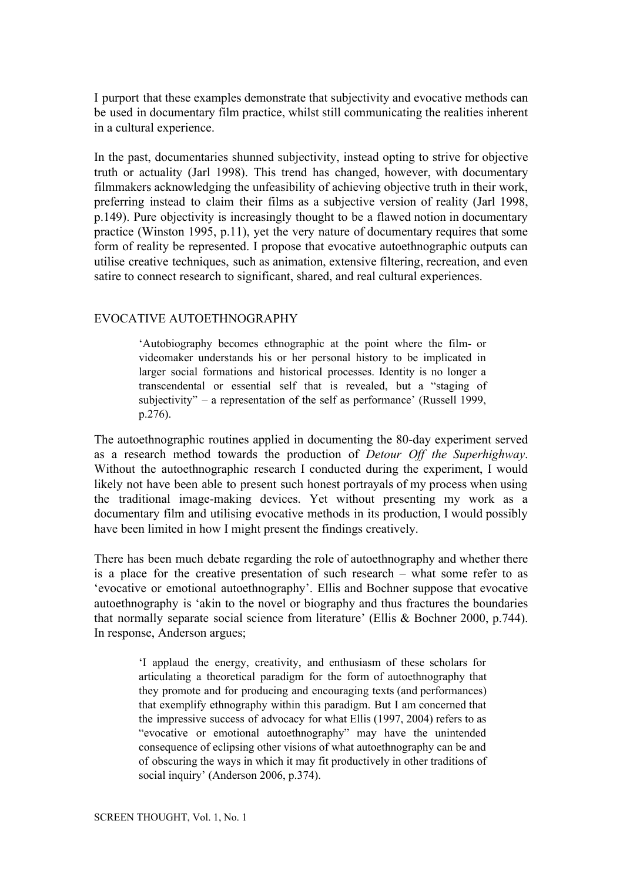I purport that these examples demonstrate that subjectivity and evocative methods can be used in documentary film practice, whilst still communicating the realities inherent in a cultural experience.

In the past, documentaries shunned subjectivity, instead opting to strive for objective truth or actuality (Jarl 1998). This trend has changed, however, with documentary filmmakers acknowledging the unfeasibility of achieving objective truth in their work, preferring instead to claim their films as a subjective version of reality (Jarl 1998, p.149). Pure objectivity is increasingly thought to be a flawed notion in documentary practice (Winston 1995, p.11), yet the very nature of documentary requires that some form of reality be represented. I propose that evocative autoethnographic outputs can utilise creative techniques, such as animation, extensive filtering, recreation, and even satire to connect research to significant, shared, and real cultural experiences.

## EVOCATIVE AUTOETHNOGRAPHY

> 'Autobiography becomes ethnographic at the point where the film- or videomaker understands his or her personal history to be implicated in larger social formations and historical processes. Identity is no longer a transcendental or essential self that is revealed, but a "staging of subjectivity" – a representation of the self as performance' (Russell 1999, p.276).

The autoethnographic routines applied in documenting the 80-day experiment served as a research method towards the production of *Detour Off the Superhighway*. Without the autoethnographic research I conducted during the experiment, I would likely not have been able to present such honest portrayals of my process when using the traditional image-making devices. Yet without presenting my work as a documentary film and utilising evocative methods in its production, I would possibly have been limited in how I might present the findings creatively.

There has been much debate regarding the role of autoethnography and whether there is a place for the creative presentation of such research – what some refer to as 'evocative or emotional autoethnography'. Ellis and Bochner suppose that evocative autoethnography is 'akin to the novel or biography and thus fractures the boundaries that normally separate social science from literature' (Ellis & Bochner 2000, p.744). In response, Anderson argues;

> 'I applaud the energy, creativity, and enthusiasm of these scholars for articulating a theoretical paradigm for the form of autoethnography that they promote and for producing and encouraging texts (and performances) that exemplify ethnography within this paradigm. But I am concerned that the impressive success of advocacy for what Ellis (1997, 2004) refers to as "evocative or emotional autoethnography" may have the unintended consequence of eclipsing other visions of what autoethnography can be and of obscuring the ways in which it may fit productively in other traditions of social inquiry' (Anderson 2006, p.374).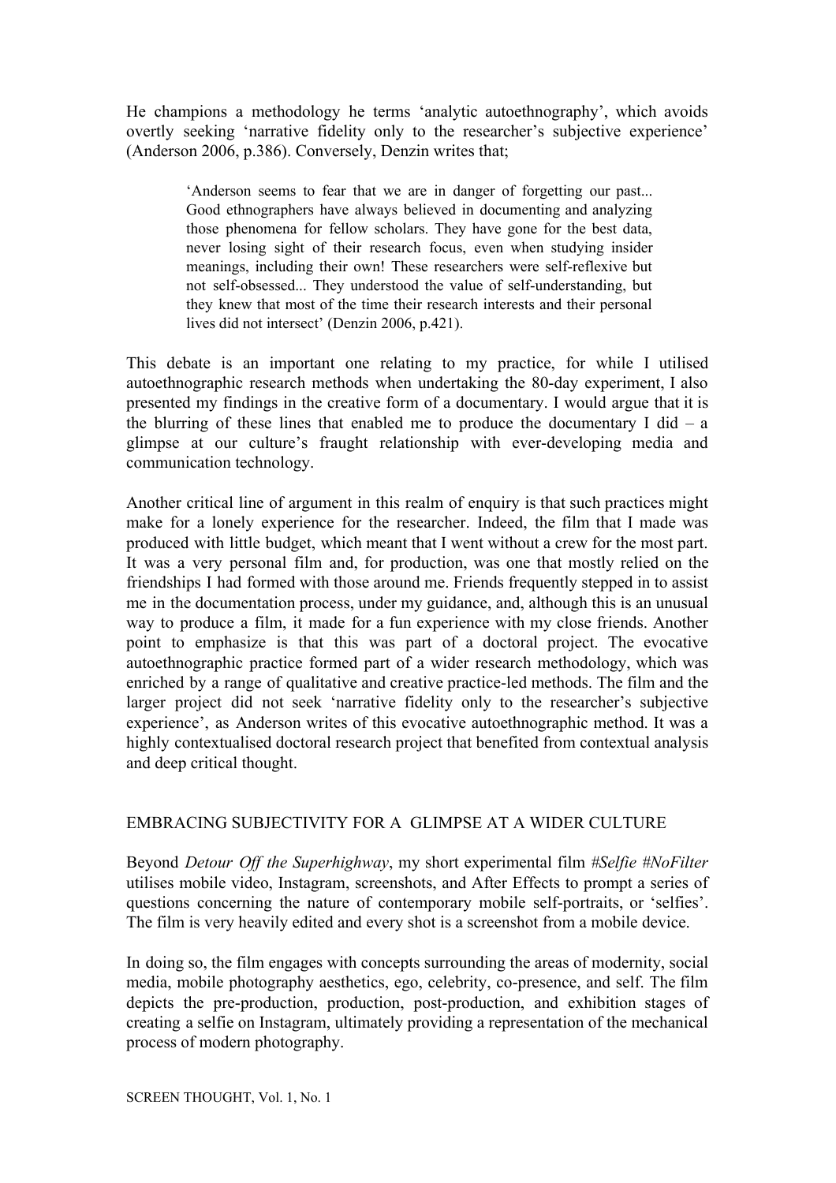He champions a methodology he terms 'analytic autoethnography', which avoids overtly seeking 'narrative fidelity only to the researcher's subjective experience' (Anderson 2006, p.386). Conversely, Denzin writes that;

> 'Anderson seems to fear that we are in danger of forgetting our past... Good ethnographers have always believed in documenting and analyzing those phenomena for fellow scholars. They have gone for the best data, never losing sight of their research focus, even when studying insider meanings, including their own! These researchers were self-reflexive but not self-obsessed... They understood the value of self-understanding, but they knew that most of the time their research interests and their personal lives did not intersect' (Denzin 2006, p.421).

This debate is an important one relating to my practice, for while I utilised autoethnographic research methods when undertaking the 80-day experiment, I also presented my findings in the creative form of a documentary. I would argue that it is the blurring of these lines that enabled me to produce the documentary I did – a glimpse at our culture's fraught relationship with ever-developing media and communication technology.

Another critical line of argument in this realm of enquiry is that such practices might make for a lonely experience for the researcher. Indeed, the film that I made was produced with little budget, which meant that I went without a crew for the most part. It was a very personal film and, for production, was one that mostly relied on the friendships I had formed with those around me. Friends frequently stepped in to assist me in the documentation process, under my guidance, and, although this is an unusual way to produce a film, it made for a fun experience with my close friends. Another point to emphasize is that this was part of a doctoral project. The evocative autoethnographic practice formed part of a wider research methodology, which was enriched by a range of qualitative and creative practice-led methods. The film and the larger project did not seek 'narrative fidelity only to the researcher's subjective experience', as Anderson writes of this evocative autoethnographic method. It was a highly contextualised doctoral research project that benefited from contextual analysis and deep critical thought.

## EMBRACING SUBJECTIVITY FOR A GLIMPSE AT A WIDER CULTURE

Beyond *Detour Off the Superhighway*, my short experimental film *#Selfie #NoFilter* utilises mobile video, Instagram, screenshots, and After Effects to prompt a series of questions concerning the nature of contemporary mobile self-portraits, or 'selfies'. The film is very heavily edited and every shot is a screenshot from a mobile device.

In doing so, the film engages with concepts surrounding the areas of modernity, social media, mobile photography aesthetics, ego, celebrity, co-presence, and self. The film depicts the pre-production, production, post-production, and exhibition stages of creating a selfie on Instagram, ultimately providing a representation of the mechanical process of modern photography.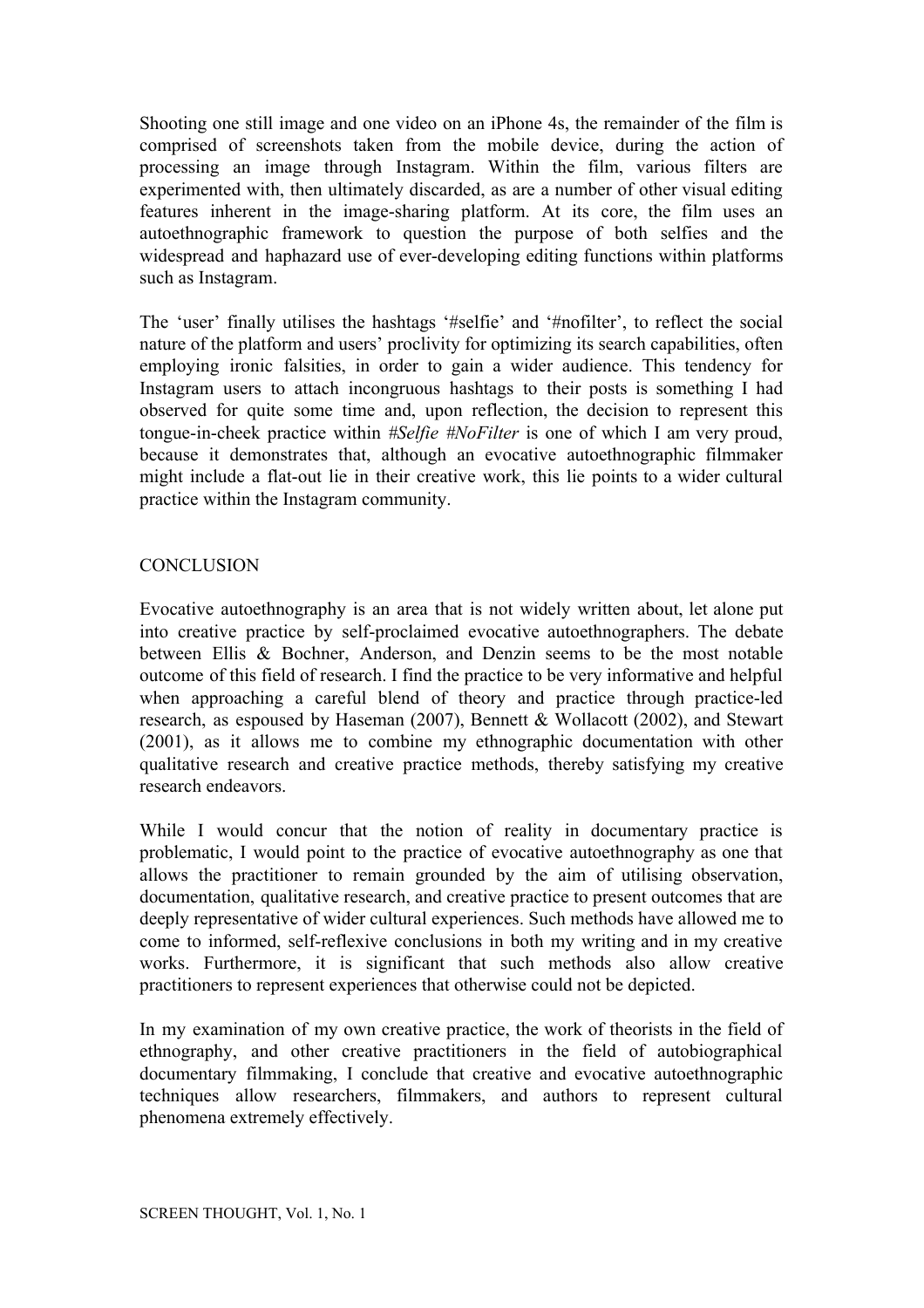Shooting one still image and one video on an iPhone 4s, the remainder of the film is comprised of screenshots taken from the mobile device, during the action of processing an image through Instagram. Within the film, various filters are experimented with, then ultimately discarded, as are a number of other visual editing features inherent in the image-sharing platform. At its core, the film uses an autoethnographic framework to question the purpose of both selfies and the widespread and haphazard use of ever-developing editing functions within platforms such as Instagram.

The 'user' finally utilises the hashtags '#selfie' and '#nofilter', to reflect the social nature of the platform and users' proclivity for optimizing its search capabilities, often employing ironic falsities, in order to gain a wider audience. This tendency for Instagram users to attach incongruous hashtags to their posts is something I had observed for quite some time and, upon reflection, the decision to represent this tongue-in-cheek practice within *#Selfie #NoFilter* is one of which I am very proud, because it demonstrates that, although an evocative autoethnographic filmmaker might include a flat-out lie in their creative work, this lie points to a wider cultural practice within the Instagram community.

## CONCLUSION

Evocative autoethnography is an area that is not widely written about, let alone put into creative practice by self-proclaimed evocative autoethnographers. The debate between Ellis & Bochner, Anderson, and Denzin seems to be the most notable outcome of this field of research. I find the practice to be very informative and helpful when approaching a careful blend of theory and practice through practice-led research, as espoused by Haseman (2007), Bennett & Wollacott (2002), and Stewart (2001), as it allows me to combine my ethnographic documentation with other qualitative research and creative practice methods, thereby satisfying my creative research endeavors.

While I would concur that the notion of reality in documentary practice is problematic, I would point to the practice of evocative autoethnography as one that allows the practitioner to remain grounded by the aim of utilising observation, documentation, qualitative research, and creative practice to present outcomes that are deeply representative of wider cultural experiences. Such methods have allowed me to come to informed, self-reflexive conclusions in both my writing and in my creative works. Furthermore, it is significant that such methods also allow creative practitioners to represent experiences that otherwise could not be depicted.

In my examination of my own creative practice, the work of theorists in the field of ethnography, and other creative practitioners in the field of autobiographical documentary filmmaking, I conclude that creative and evocative autoethnographic techniques allow researchers, filmmakers, and authors to represent cultural phenomena extremely effectively.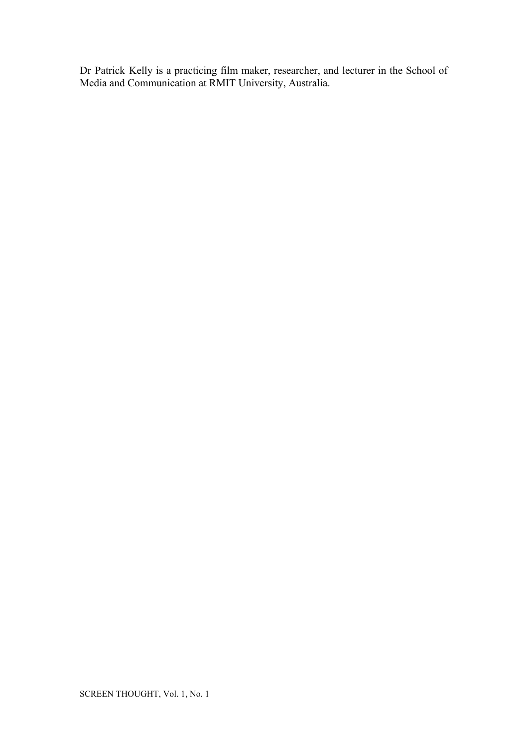Dr Patrick Kelly is a practicing film maker, researcher, and lecturer in the School of Media and Communication at RMIT University, Australia.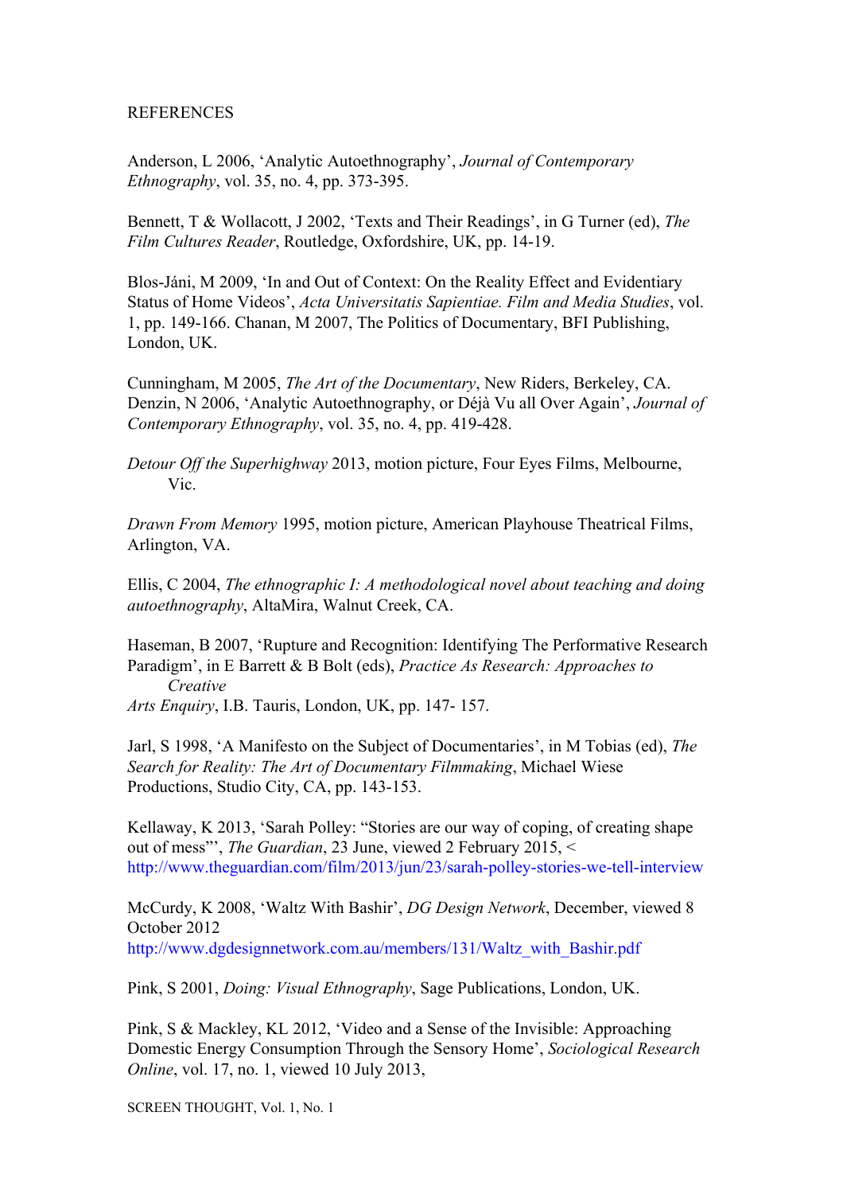REFERENCES

Anderson, L 2006, 'Analytic Autoethnography', *Journal of Contemporary Ethnography*, vol. 35, no. 4, pp. 373-395.

Bennett, T & Wollacott, J 2002, 'Texts and Their Readings', in G Turner (ed), *The Film Cultures Reader*, Routledge, Oxfordshire, UK, pp. 14-19.

Blos-Jáni, M 2009, 'In and Out of Context: On the Reality Effect and Evidentiary Status of Home Videos', *Acta Universitatis Sapientiae. Film and Media Studies*, vol. 1, pp. 149-166. Chanan, M 2007, The Politics of Documentary, BFI Publishing, London, UK.

Cunningham, M 2005, *The Art of the Documentary*, New Riders, Berkeley, CA. Denzin, N 2006, 'Analytic Autoethnography, or Déjà Vu all Over Again', *Journal of Contemporary Ethnography*, vol. 35, no. 4, pp. 419-428.

*Detour Off the Superhighway* 2013, motion picture, Four Eyes Films, Melbourne, Vic.

*Drawn From Memory* 1995, motion picture, American Playhouse Theatrical Films, Arlington, VA.

Ellis, C 2004, *The ethnographic I: A methodological novel about teaching and doing autoethnography*, AltaMira, Walnut Creek, CA.

Haseman, B 2007, 'Rupture and Recognition: Identifying The Performative Research Paradigm', in E Barrett & B Bolt (eds), *Practice As Research: Approaches to Creative Arts Enquiry*, I.B. Tauris, London, UK, pp. 147- 157.

Jarl, S 1998, 'A Manifesto on the Subject of Documentaries', in M Tobias (ed), *The Search for Reality: The Art of Documentary Filmmaking*, Michael Wiese Productions, Studio City, CA, pp. 143-153.

Kellaway, K 2013, 'Sarah Polley: "Stories are our way of coping, of creating shape out of mess"', *The Guardian*, 23 June, viewed 2 February 2015, < http://www.theguardian.com/film/2013/jun/23/sarah-polley-stories-we-tell-interview

McCurdy, K 2008, 'Waltz With Bashir', *DG Design Network*, December, viewed 8 October 2012 http://www.dgdesignnetwork.com.au/members/131/Waltz_with_Bashir.pdf

Pink, S 2001, *Doing: Visual Ethnography*, Sage Publications, London, UK.

Pink, S & Mackley, KL 2012, 'Video and a Sense of the Invisible: Approaching Domestic Energy Consumption Through the Sensory Home', *Sociological Research Online*, vol. 17, no. 1, viewed 10 July 2013,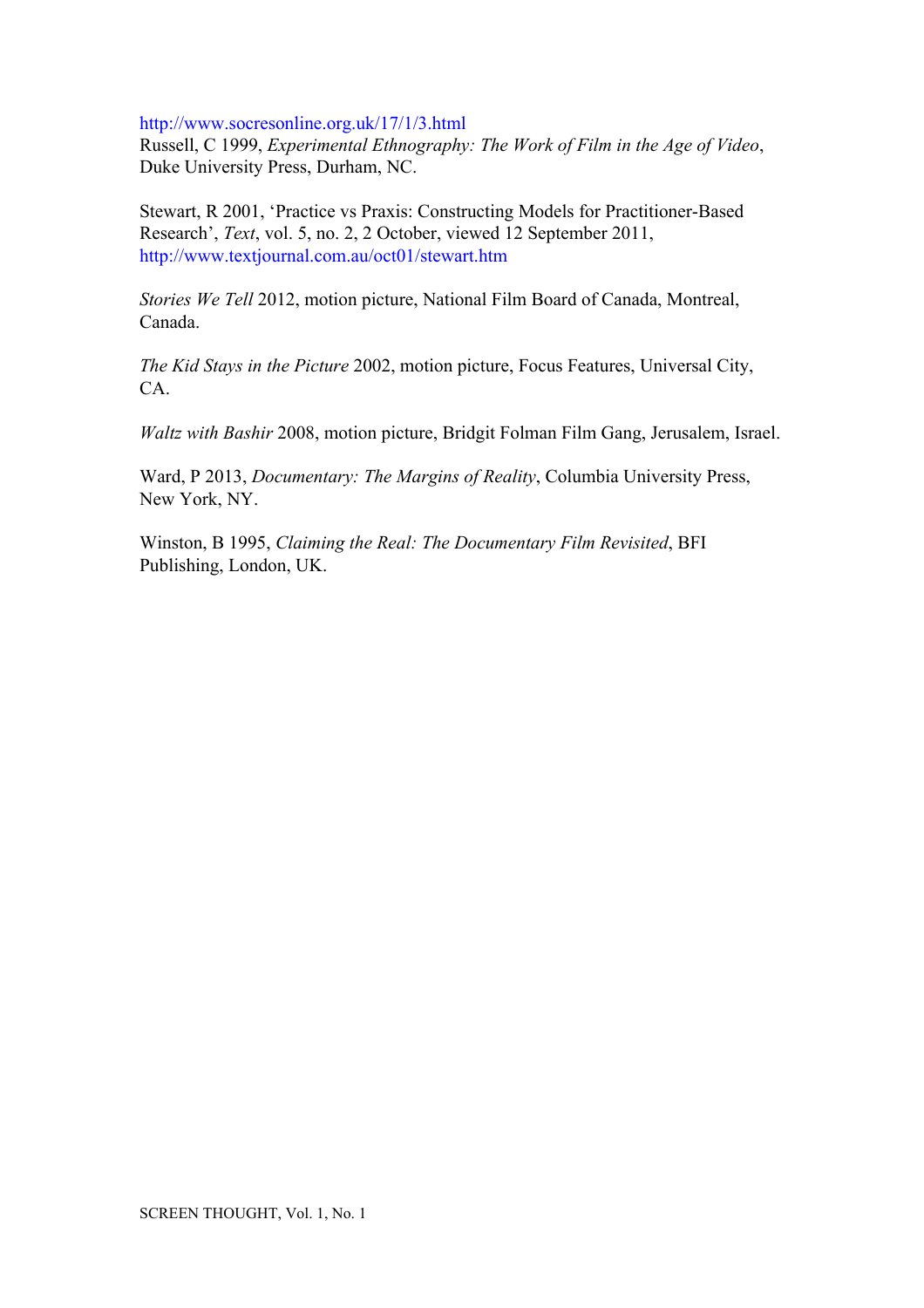http://www.socresonline.org.uk/17/1/3.html

Russell, C 1999, *Experimental Ethnography: The Work of Film in the Age of Video*, Duke University Press, Durham, NC.

Stewart, R 2001, 'Practice vs Praxis: Constructing Models for Practitioner-Based Research', *Text*, vol. 5, no. 2, 2 October, viewed 12 September 2011, http://www.textjournal.com.au/oct01/stewart.htm

*Stories We Tell* 2012, motion picture, National Film Board of Canada, Montreal, Canada.

*The Kid Stays in the Picture* 2002, motion picture, Focus Features, Universal City, CA.

*Waltz with Bashir* 2008, motion picture, Bridgit Folman Film Gang, Jerusalem, Israel.

Ward, P 2013, *Documentary: The Margins of Reality*, Columbia University Press, New York, NY.

Winston, B 1995, *Claiming the Real: The Documentary Film Revisited*, BFI Publishing, London, UK.